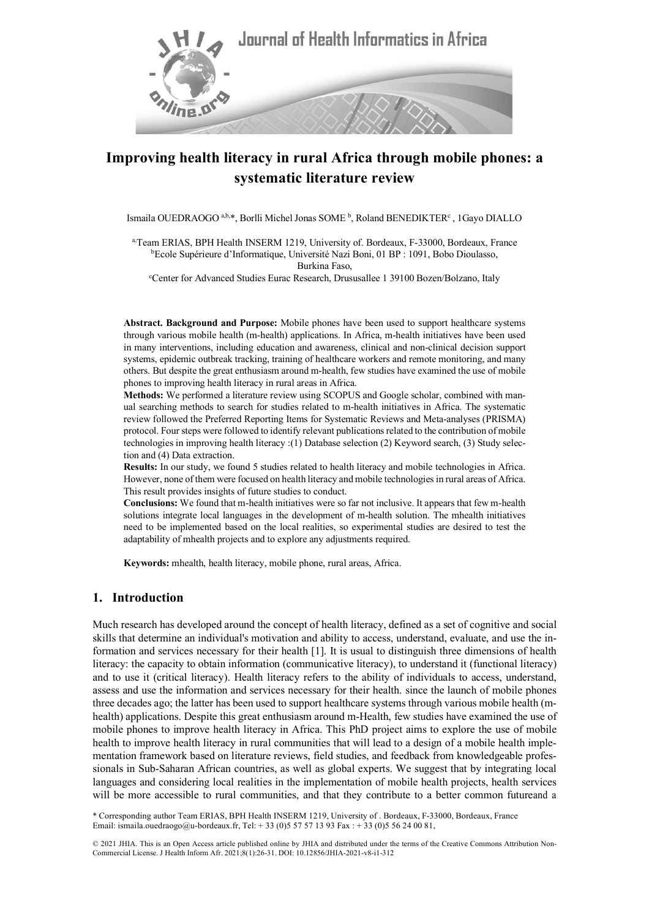# Improving health literacy in rural Africa through mobile phones: a systematic literature review

Ismaila OUEDRAOGO [a,b,*], Borlli Michel Jonas SOME [b], Roland BENEDIKTER[c] , 1Gayo DIALLO

[a,]Team ERIAS, BPH Health INSERM 1219, University of. Bordeaux, F-33000, Bordeaux, France
[b]Ecole Supérieure d'Informatique, Université Nazi Boni, 01 BP : 1091, Bobo Dioulasso, Burkina Faso,
[c]Center for Advanced Studies Eurac Research, Drususallee 1 39100 Bozen/Bolzano, Italy

**Abstract. Background and Purpose:** Mobile phones have been used to support healthcare systems through various mobile health (m-health) applications. In Africa, m-health initiatives have been used in many interventions, including education and awareness, clinical and non-clinical decision support systems, epidemic outbreak tracking, training of healthcare workers and remote monitoring, and many others. But despite the great enthusiasm around m-health, few studies have examined the use of mobile phones to improving health literacy in rural areas in Africa.

**Methods:** We performed a literature review using SCOPUS and Google scholar, combined with manual searching methods to search for studies related to m-health initiatives in Africa. The systematic review followed the Preferred Reporting Items for Systematic Reviews and Meta-analyses (PRISMA) protocol. Four steps were followed to identify relevant publications related to the contribution of mobile technologies in improving health literacy :(1) Database selection (2) Keyword search, (3) Study selection and (4) Data extraction.

**Results:** In our study, we found 5 studies related to health literacy and mobile technologies in Africa. However, none of them were focused on health literacy and mobile technologies in rural areas of Africa. This result provides insights of future studies to conduct.

**Conclusions:** We found that m-health initiatives were so far not inclusive. It appears that few m-health solutions integrate local languages in the development of m-health solution. The mhealth initiatives need to be implemented based on the local realities, so experimental studies are desired to test the adaptability of mhealth projects and to explore any adjustments required.

**Keywords:** mhealth, health literacy, mobile phone, rural areas, Africa.

## 1. Introduction

Much research has developed around the concept of health literacy, defined as a set of cognitive and social skills that determine an individual's motivation and ability to access, understand, evaluate, and use the information and services necessary for their health [1]. It is usual to distinguish three dimensions of health literacy: the capacity to obtain information (communicative literacy), to understand it (functional literacy) and to use it (critical literacy). Health literacy refers to the ability of individuals to access, understand, assess and use the information and services necessary for their health. since the launch of mobile phones three decades ago; the latter has been used to support healthcare systems through various mobile health (m-health) applications. Despite this great enthusiasm around m-Health, few studies have examined the use of mobile phones to improve health literacy in Africa. This PhD project aims to explore the use of mobile health to improve health literacy in rural communities that will lead to a design of a mobile health implementation framework based on literature reviews, field studies, and feedback from knowledgeable professionals in Sub-Saharan African countries, as well as global experts. We suggest that by integrating local languages and considering local realities in the implementation of mobile health projects, health services will be more accessible to rural communities, and that they contribute to a better common futureand a

\* Corresponding author Team ERIAS, BPH Health INSERM 1219, University of . Bordeaux, F-33000, Bordeaux, France Email: ismaila.ouedraogo@u-bordeaux.fr, Tel: + 33 (0)5 57 57 13 93 Fax : + 33 (0)5 56 24 00 81,

© 2021 JHIA. This is an Open Access article published online by JHIA and distributed under the terms of the Creative Commons Attribution Non-Commercial License. J Health Inform Afr. 2021;8(1):26-31. DOI: 10.12856/JHIA-2021-v8-i1-312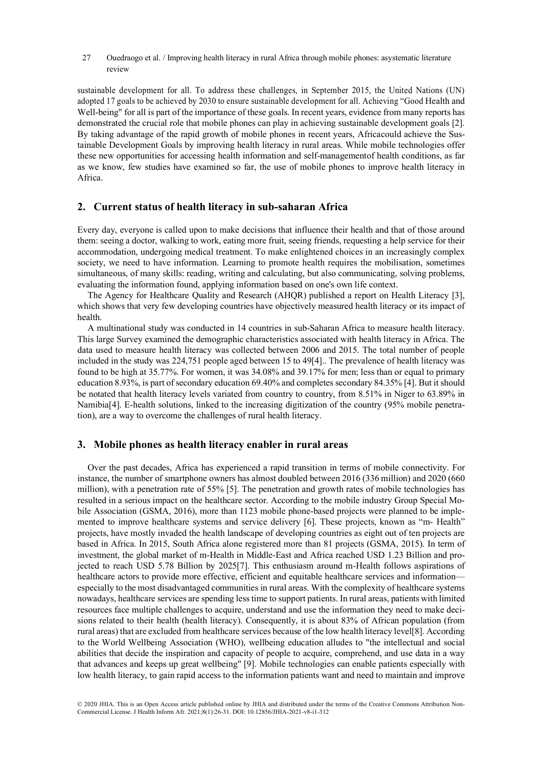sustainable development for all. To address these challenges, in September 2015, the United Nations (UN) adopted 17 goals to be achieved by 2030 to ensure sustainable development for all. Achieving "Good Health and Well-being" for all is part of the importance of these goals. In recent years, evidence from many reports has demonstrated the crucial role that mobile phones can play in achieving sustainable development goals [2]. By taking advantage of the rapid growth of mobile phones in recent years, Africacould achieve the Sustainable Development Goals by improving health literacy in rural areas. While mobile technologies offer these new opportunities for accessing health information and self-managementof health conditions, as far as we know, few studies have examined so far, the use of mobile phones to improve health literacy in Africa.

## 2. Current status of health literacy in sub-saharan Africa

Every day, everyone is called upon to make decisions that influence their health and that of those around them: seeing a doctor, walking to work, eating more fruit, seeing friends, requesting a help service for their accommodation, undergoing medical treatment. To make enlightened choices in an increasingly complex society, we need to have information. Learning to promote health requires the mobilisation, sometimes simultaneous, of many skills: reading, writing and calculating, but also communicating, solving problems, evaluating the information found, applying information based on one's own life context.

The Agency for Healthcare Quality and Research (AHQR) published a report on Health Literacy [3], which shows that very few developing countries have objectively measured health literacy or its impact of health.

A multinational study was conducted in 14 countries in sub-Saharan Africa to measure health literacy. This large Survey examined the demographic characteristics associated with health literacy in Africa. The data used to measure health literacy was collected between 2006 and 2015. The total number of people included in the study was 224,751 people aged between 15 to 49[4].. The prevalence of health literacy was found to be high at 35.77%. For women, it was 34.08% and 39.17% for men; less than or equal to primary education 8.93%, is part of secondary education 69.40% and completes secondary 84.35% [4]. But it should be notated that health literacy levels variated from country to country, from 8.51% in Niger to 63.89% in Namibia[4]. E-health solutions, linked to the increasing digitization of the country (95% mobile penetration), are a way to overcome the challenges of rural health literacy.

## 3. Mobile phones as health literacy enabler in rural areas

Over the past decades, Africa has experienced a rapid transition in terms of mobile connectivity. For instance, the number of smartphone owners has almost doubled between 2016 (336 million) and 2020 (660 million), with a penetration rate of 55% [5]. The penetration and growth rates of mobile technologies has resulted in a serious impact on the healthcare sector. According to the mobile industry Group Special Mobile Association (GSMA, 2016), more than 1123 mobile phone-based projects were planned to be implemented to improve healthcare systems and service delivery [6]. These projects, known as "m- Health" projects, have mostly invaded the health landscape of developing countries as eight out of ten projects are based in Africa. In 2015, South Africa alone registered more than 81 projects (GSMA, 2015). In term of investment, the global market of m-Health in Middle-East and Africa reached USD 1.23 Billion and projected to reach USD 5.78 Billion by 2025[7]. This enthusiasm around m-Health follows aspirations of healthcare actors to provide more effective, efficient and equitable healthcare services and information—especially to the most disadvantaged communities in rural areas. With the complexity of healthcare systems nowadays, healthcare services are spending less time to support patients. In rural areas, patients with limited resources face multiple challenges to acquire, understand and use the information they need to make decisions related to their health (health literacy). Consequently, it is about 83% of African population (from rural areas) that are excluded from healthcare services because of the low health literacy level[8]. According to the World Wellbeing Association (WHO), wellbeing education alludes to "the intellectual and social abilities that decide the inspiration and capacity of people to acquire, comprehend, and use data in a way that advances and keeps up great wellbeing" [9]. Mobile technologies can enable patients especially with low health literacy, to gain rapid access to the information patients want and need to maintain and improve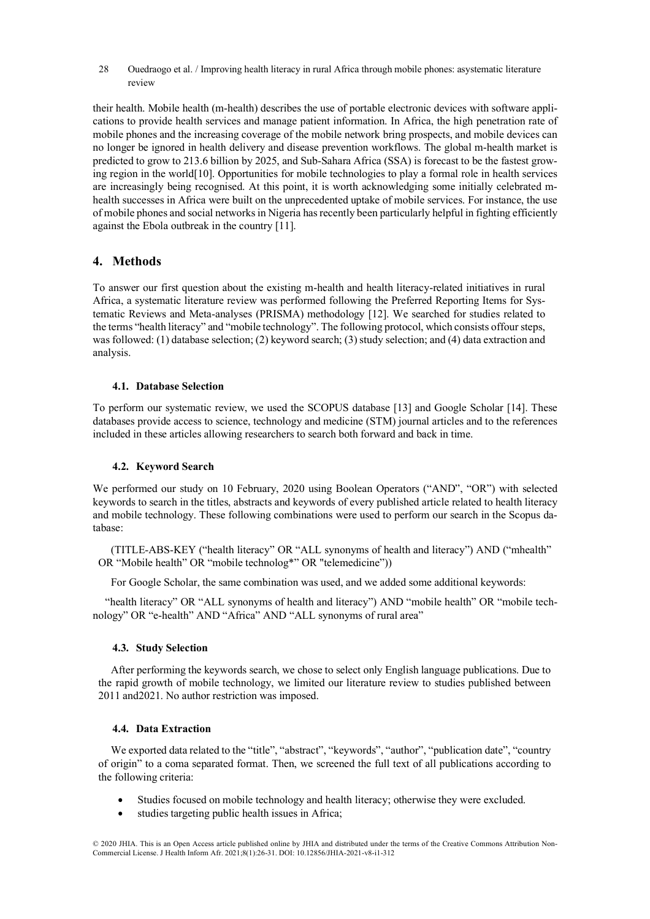their health. Mobile health (m-health) describes the use of portable electronic devices with software applications to provide health services and manage patient information. In Africa, the high penetration rate of mobile phones and the increasing coverage of the mobile network bring prospects, and mobile devices can no longer be ignored in health delivery and disease prevention workflows. The global m-health market is predicted to grow to 213.6 billion by 2025, and Sub-Sahara Africa (SSA) is forecast to be the fastest growing region in the world[10]. Opportunities for mobile technologies to play a formal role in health services are increasingly being recognised. At this point, it is worth acknowledging some initially celebrated m-health successes in Africa were built on the unprecedented uptake of mobile services. For instance, the use of mobile phones and social networks in Nigeria has recently been particularly helpful in fighting efficiently against the Ebola outbreak in the country [11].

## 4. Methods

To answer our first question about the existing m-health and health literacy-related initiatives in rural Africa, a systematic literature review was performed following the Preferred Reporting Items for Systematic Reviews and Meta-analyses (PRISMA) methodology [12]. We searched for studies related to the terms "health literacy" and "mobile technology". The following protocol, which consists offour steps, was followed: (1) database selection; (2) keyword search; (3) study selection; and (4) data extraction and analysis.

### 4.1. Database Selection

To perform our systematic review, we used the SCOPUS database [13] and Google Scholar [14]. These databases provide access to science, technology and medicine (STM) journal articles and to the references included in these articles allowing researchers to search both forward and back in time.

### 4.2. Keyword Search

We performed our study on 10 February, 2020 using Boolean Operators ("AND", "OR") with selected keywords to search in the titles, abstracts and keywords of every published article related to health literacy and mobile technology. These following combinations were used to perform our search in the Scopus database:

(TITLE-ABS-KEY ("health literacy" OR "ALL synonyms of health and literacy") AND ("mhealth" OR "Mobile health" OR "mobile technolog*" OR "telemedicine"))

For Google Scholar, the same combination was used, and we added some additional keywords:

"health literacy" OR "ALL synonyms of health and literacy") AND "mobile health" OR "mobile technology" OR "e-health" AND "Africa" AND "ALL synonyms of rural area"

### 4.3. Study Selection

After performing the keywords search, we chose to select only English language publications. Due to the rapid growth of mobile technology, we limited our literature review to studies published between 2011 and2021. No author restriction was imposed.

### 4.4. Data Extraction

We exported data related to the "title", "abstract", "keywords", "author", "publication date", "country of origin" to a coma separated format. Then, we screened the full text of all publications according to the following criteria:

- Studies focused on mobile technology and health literacy; otherwise they were excluded.
- studies targeting public health issues in Africa;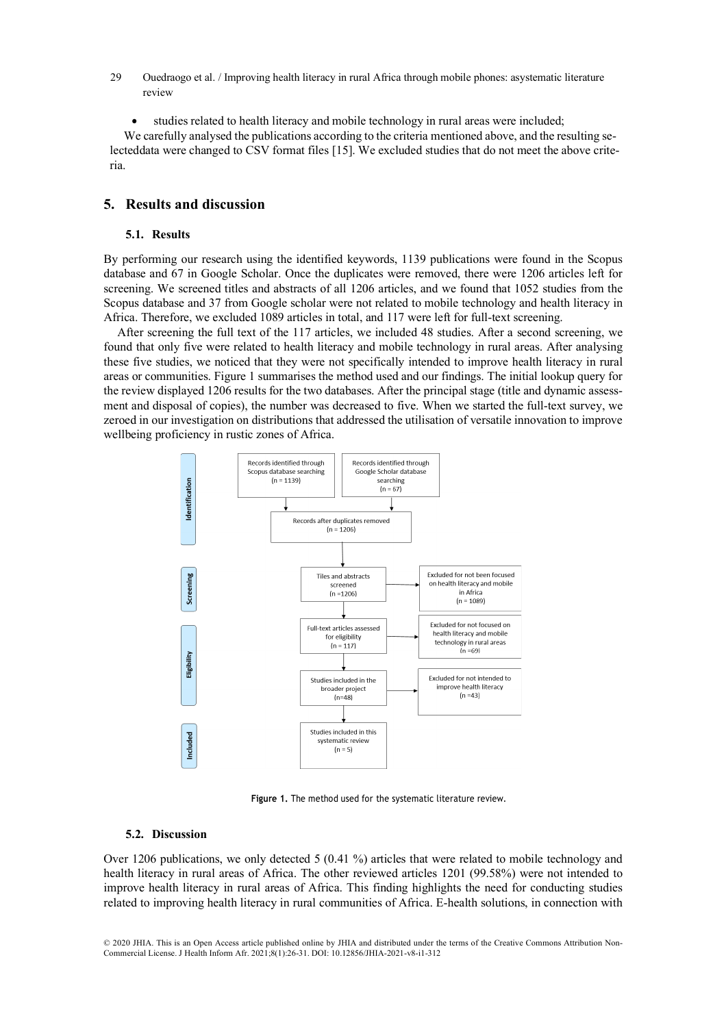- studies related to health literacy and mobile technology in rural areas were included;

We carefully analysed the publications according to the criteria mentioned above, and the resulting selecteddata were changed to CSV format files [15]. We excluded studies that do not meet the above criteria.

## 5. Results and discussion

### 5.1. Results

By performing our research using the identified keywords, 1139 publications were found in the Scopus database and 67 in Google Scholar. Once the duplicates were removed, there were 1206 articles left for screening. We screened titles and abstracts of all 1206 articles, and we found that 1052 studies from the Scopus database and 37 from Google scholar were not related to mobile technology and health literacy in Africa. Therefore, we excluded 1089 articles in total, and 117 were left for full-text screening.

After screening the full text of the 117 articles, we included 48 studies. After a second screening, we found that only five were related to health literacy and mobile technology in rural areas. After analysing these five studies, we noticed that they were not specifically intended to improve health literacy in rural areas or communities. Figure 1 summarises the method used and our findings. The initial lookup query for the review displayed 1206 results for the two databases. After the principal stage (title and dynamic assessment and disposal of copies), the number was decreased to five. When we started the full-text survey, we zeroed in our investigation on distributions that addressed the utilisation of versatile innovation to improve wellbeing proficiency in rustic zones of Africa.

**Identification**
- Records identified through Scopus database searching (n = 1139)
- Records identified through Google Scholar database searching (n = 67)
- Records after duplicates removed (n = 1206)

**Screening**
- Tiles and abstracts screened (n =1206)
- Excluded for not been focused on health literacy and mobile in Africa (n = 1089)

**Eligibility**
- Full-text articles assessed for eligibility (n = 117)
- Excluded for not focused on health literacy and mobile technology in rural areas (n =69)
- Studies included in the broader project (n=48)
- Excluded for not intended to improve health literacy (n =43)

**Included**
- Studies included in this systematic review (n = 5)

**Figure 1.** The method used for the systematic literature review.

### 5.2. Discussion

Over 1206 publications, we only detected 5 (0.41 %) articles that were related to mobile technology and health literacy in rural areas of Africa. The other reviewed articles 1201 (99.58%) were not intended to improve health literacy in rural areas of Africa. This finding highlights the need for conducting studies related to improving health literacy in rural communities of Africa. E-health solutions, in connection with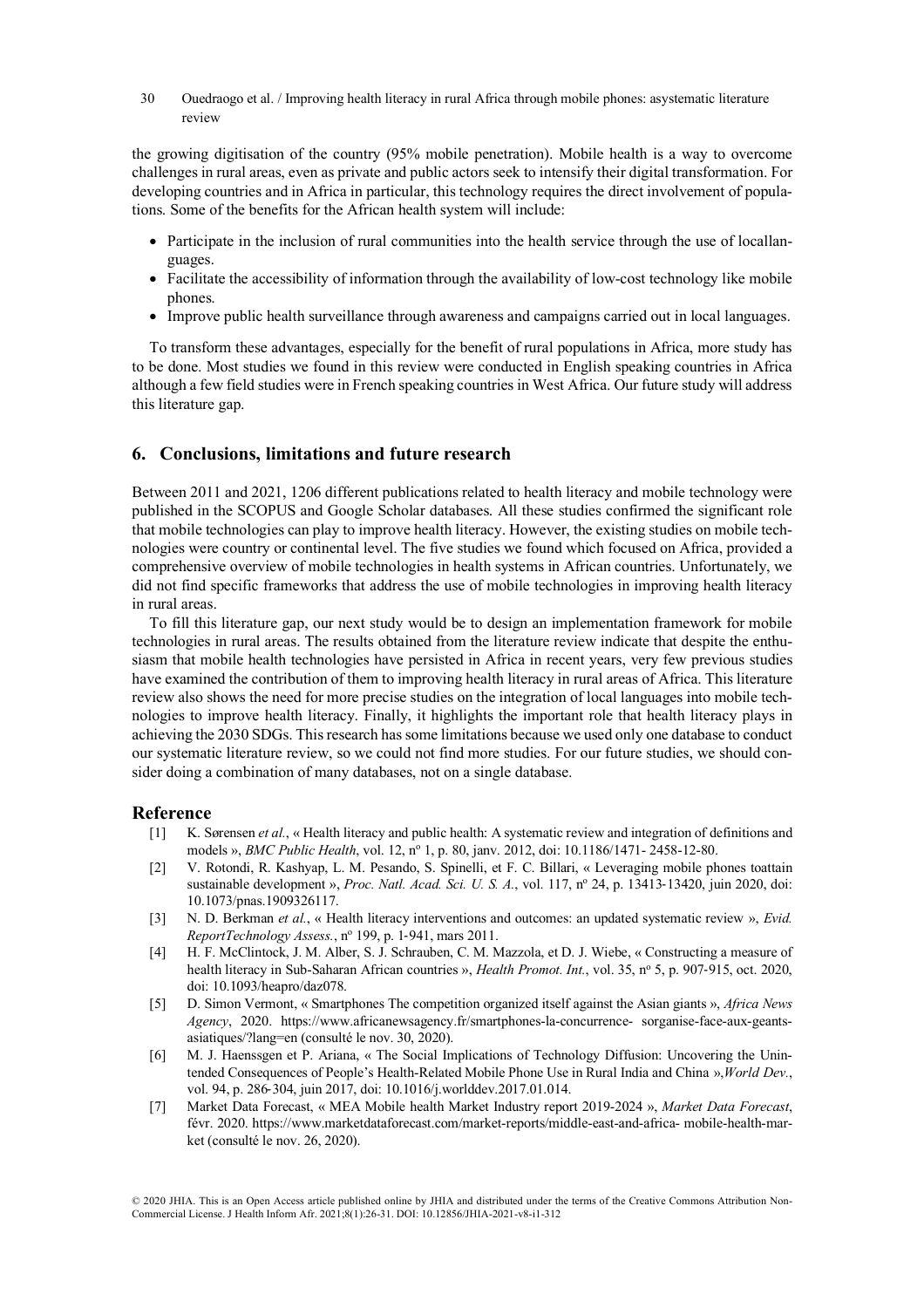the growing digitisation of the country (95% mobile penetration). Mobile health is a way to overcome challenges in rural areas, even as private and public actors seek to intensify their digital transformation. For developing countries and in Africa in particular, this technology requires the direct involvement of populations. Some of the benefits for the African health system will include:

- Participate in the inclusion of rural communities into the health service through the use of locallanguages.
- Facilitate the accessibility of information through the availability of low-cost technology like mobile phones.
- Improve public health surveillance through awareness and campaigns carried out in local languages.

To transform these advantages, especially for the benefit of rural populations in Africa, more study has to be done. Most studies we found in this review were conducted in English speaking countries in Africa although a few field studies were in French speaking countries in West Africa. Our future study will address this literature gap.

## 6. Conclusions, limitations and future research

Between 2011 and 2021, 1206 different publications related to health literacy and mobile technology were published in the SCOPUS and Google Scholar databases. All these studies confirmed the significant role that mobile technologies can play to improve health literacy. However, the existing studies on mobile technologies were country or continental level. The five studies we found which focused on Africa, provided a comprehensive overview of mobile technologies in health systems in African countries. Unfortunately, we did not find specific frameworks that address the use of mobile technologies in improving health literacy in rural areas.

To fill this literature gap, our next study would be to design an implementation framework for mobile technologies in rural areas. The results obtained from the literature review indicate that despite the enthusiasm that mobile health technologies have persisted in Africa in recent years, very few previous studies have examined the contribution of them to improving health literacy in rural areas of Africa. This literature review also shows the need for more precise studies on the integration of local languages into mobile technologies to improve health literacy. Finally, it highlights the important role that health literacy plays in achieving the 2030 SDGs. This research has some limitations because we used only one database to conduct our systematic literature review, so we could not find more studies. For our future studies, we should consider doing a combination of many databases, not on a single database.

## Reference

[1] K. Sørensen *et al.*, « Health literacy and public health: A systematic review and integration of definitions and models », *BMC Public Health*, vol. 12, nº 1, p. 80, janv. 2012, doi: 10.1186/1471- 2458-12-80.

[2] V. Rotondi, R. Kashyap, L. M. Pesando, S. Spinelli, et F. C. Billari, « Leveraging mobile phones toattain sustainable development », *Proc. Natl. Acad. Sci. U. S. A.*, vol. 117, nº 24, p. 13413‑13420, juin 2020, doi: 10.1073/pnas.1909326117.

[3] N. D. Berkman *et al.*, « Health literacy interventions and outcomes: an updated systematic review », *Evid. ReportTechnology Assess.*, nº 199, p. 1‑941, mars 2011.

[4] H. F. McClintock, J. M. Alber, S. J. Schrauben, C. M. Mazzola, et D. J. Wiebe, « Constructing a measure of health literacy in Sub-Saharan African countries », *Health Promot. Int.*, vol. 35, nº 5, p. 907‑915, oct. 2020, doi: 10.1093/heapro/daz078.

[5] D. Simon Vermont, « Smartphones The competition organized itself against the Asian giants », *Africa News Agency*, 2020. https://www.africanewsagency.fr/smartphones-la-concurrence- sorganise-face-aux-geants-asiatiques/?lang=en (consulté le nov. 30, 2020).

[6] M. J. Haenssgen et P. Ariana, « The Social Implications of Technology Diffusion: Uncovering the Unintended Consequences of People's Health-Related Mobile Phone Use in Rural India and China »,*World Dev.*, vol. 94, p. 286‑304, juin 2017, doi: 10.1016/j.worlddev.2017.01.014.

[7] Market Data Forecast, « MEA Mobile health Market Industry report 2019-2024 », *Market Data Forecast*, févr. 2020. https://www.marketdataforecast.com/market-reports/middle-east-and-africa- mobile-health-market (consulté le nov. 26, 2020).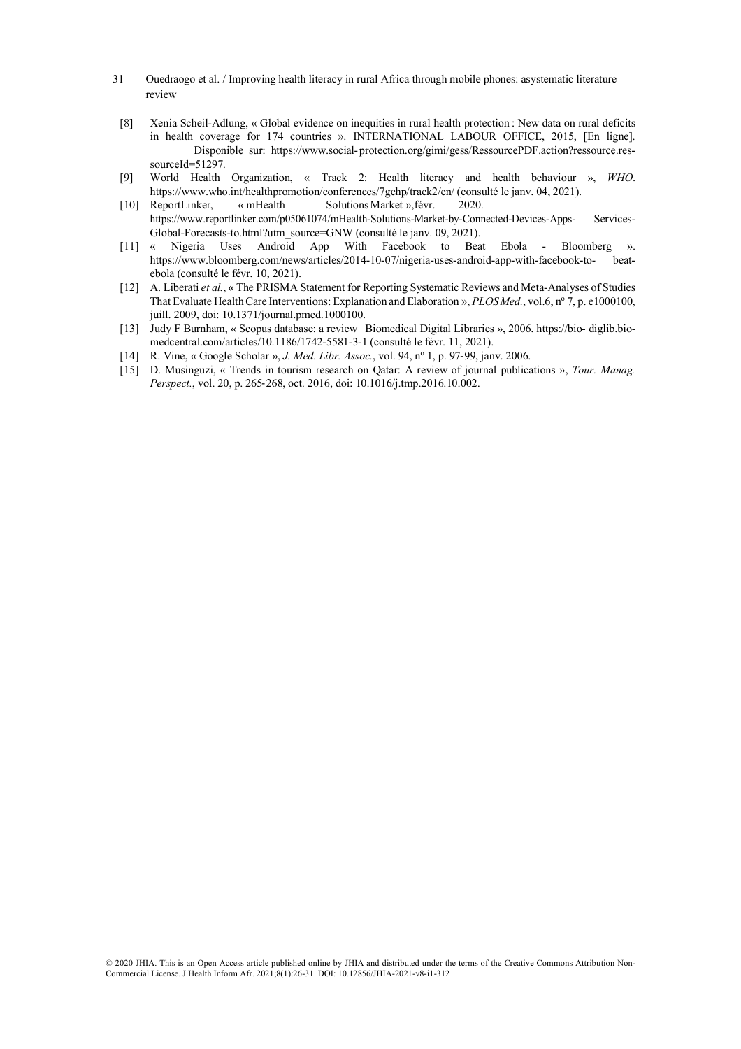[8] Xenia Scheil-Adlung, « Global evidence on inequities in rural health protection : New data on rural deficits in health coverage for 174 countries ». INTERNATIONAL LABOUR OFFICE, 2015, [En ligne]. Disponible sur: https://www.social-protection.org/gimi/gess/RessourcePDF.action?ressource.ressourceId=51297.

[9] World Health Organization, « Track 2: Health literacy and health behaviour », *WHO*. https://www.who.int/healthpromotion/conferences/7gchp/track2/en/ (consulté le janv. 04, 2021).

[10] ReportLinker, « mHealth Solutions Market »,févr. 2020. https://www.reportlinker.com/p05061074/mHealth-Solutions-Market-by-Connected-Devices-Apps-Services-Global-Forecasts-to.html?utm_source=GNW (consulté le janv. 09, 2021).

[11] « Nigeria Uses Android App With Facebook to Beat Ebola - Bloomberg ». https://www.bloomberg.com/news/articles/2014-10-07/nigeria-uses-android-app-with-facebook-to-beat-ebola (consulté le févr. 10, 2021).

[12] A. Liberati *et al.*, « The PRISMA Statement for Reporting Systematic Reviews and Meta-Analyses of Studies That Evaluate Health Care Interventions: Explanation and Elaboration », *PLOS Med.*, vol.6, nº 7, p. e1000100, juill. 2009, doi: 10.1371/journal.pmed.1000100.

[13] Judy F Burnham, « Scopus database: a review | Biomedical Digital Libraries », 2006. https://bio-diglib.biomedcentral.com/articles/10.1186/1742-5581-3-1 (consulté le févr. 11, 2021).

[14] R. Vine, « Google Scholar », *J. Med. Libr. Assoc.*, vol. 94, nº 1, p. 97-99, janv. 2006.

[15] D. Musinguzi, « Trends in tourism research on Qatar: A review of journal publications », *Tour. Manag. Perspect.*, vol. 20, p. 265-268, oct. 2016, doi: 10.1016/j.tmp.2016.10.002.